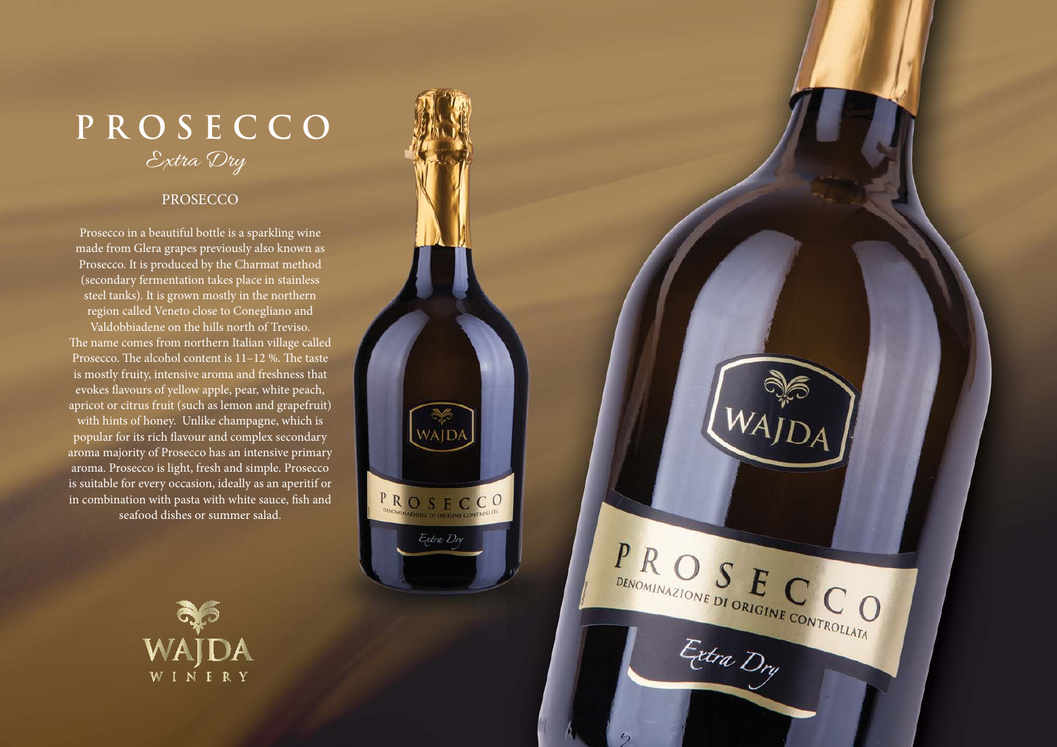# PROSECCO

*Extra Dry*

## PROSECCO

Prosecco in a beautiful bottle is a sparkling wine made from Glera grapes previously also known as Prosecco. It is produced by the Charmat method (secondary fermentation takes place in stainless steel tanks). It is grown mostly in the northern region called Veneto close to Conegliano and Valdobbiadene on the hills north of Treviso. The name comes from northern Italian village called Prosecco. The alcohol content is 11–12 %. The taste is mostly fruity, intensive aroma and freshness that evokes flavours of yellow apple, pear, white peach, apricot or citrus fruit (such as lemon and grapefruit) with hints of honey. Unlike champagne, which is popular for its rich flavour and complex secondary aroma majority of Prosecco has an intensive primary aroma. Prosecco is light, fresh and simple. Prosecco is suitable for every occasion, ideally as an aperitif or in combination with pasta with white sauce, fish and seafood dishes or summer salad.

WAJDA WINERY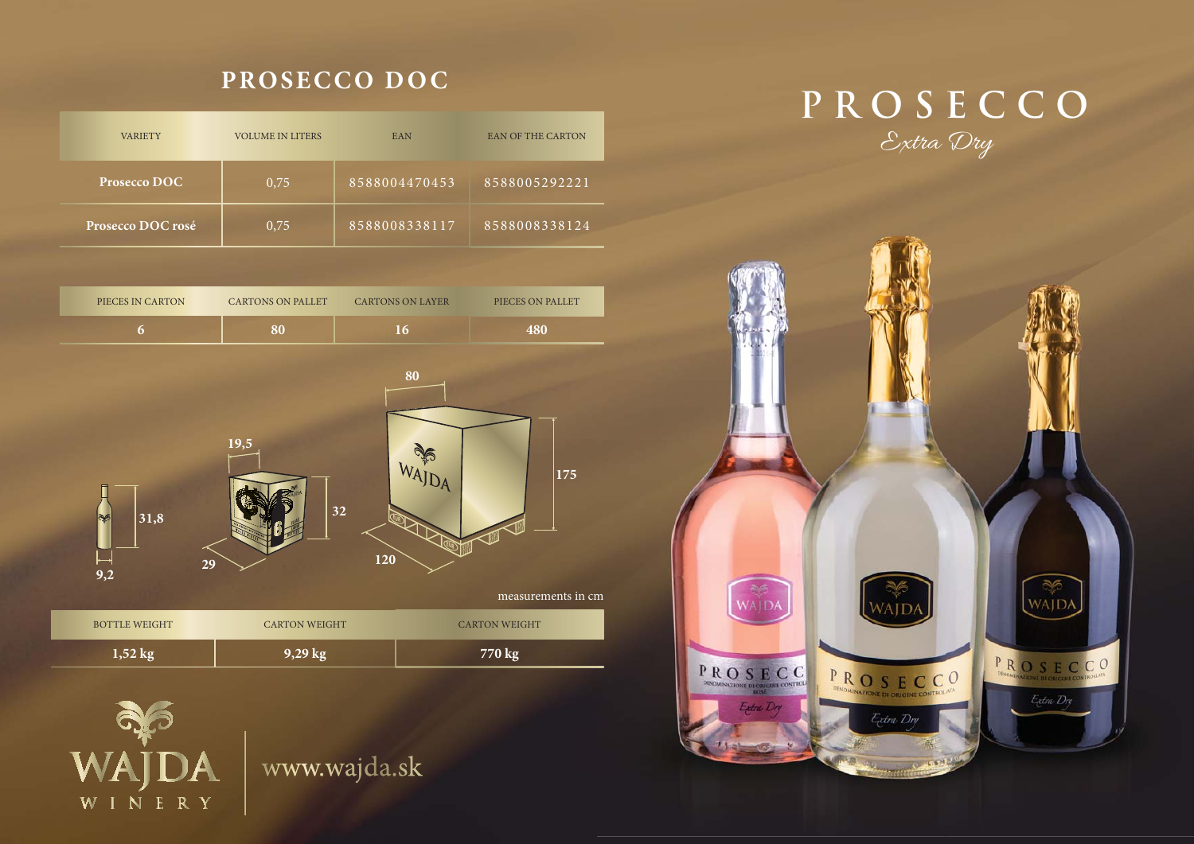## PROSECCO DOC

| VARIETY | VOLUME IN LITERS | EAN | EAN OF THE CARTON |
|---|---|---|---|
| **Prosecco DOC** | 0,75 | 8588004470453 | 8588005292221 |
| **Prosecco DOC rosé** | 0,75 | 8588008338117 | 8588008338124 |

| PIECES IN CARTON | CARTONS ON PALLET | CARTONS ON LAYER | PIECES ON PALLET |
|---|---|---|---|
| **6** | **80** | **16** | **480** |

31,8
9,2
19,5
32
29
80
175
120

measurements in cm

| BOTTLE WEIGHT | CARTON WEIGHT | CARTON WEIGHT |
|---|---|---|
| **1,52 kg** | **9,29 kg** | **770 kg** |

WAJDA WINERY

www.wajda.sk

# PROSECCO

*Extra Dry*